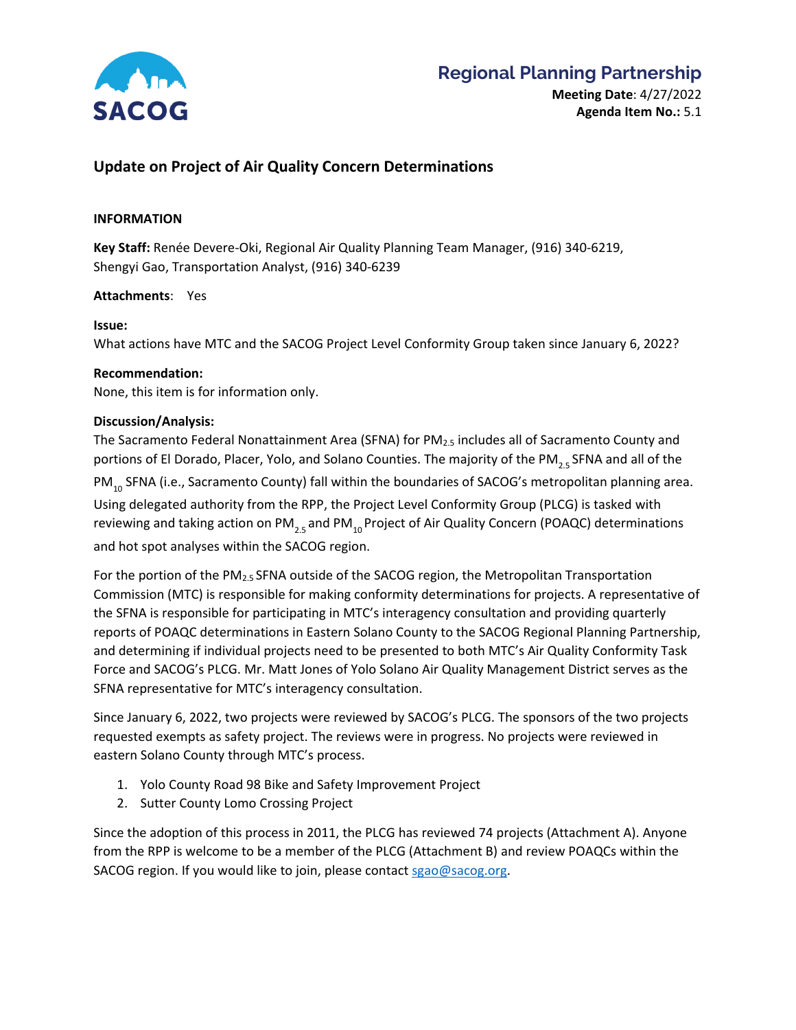SACOG

# Regional Planning Partnership

**Meeting Date**: 4/27/2022
**Agenda Item No.:** 5.1

## Update on Project of Air Quality Concern Determinations

**INFORMATION**

**Key Staff:** Renée Devere-Oki, Regional Air Quality Planning Team Manager, (916) 340-6219, Shengyi Gao, Transportation Analyst, (916) 340-6239

**Attachments**: Yes

**Issue:**
What actions have MTC and the SACOG Project Level Conformity Group taken since January 6, 2022?

**Recommendation:**
None, this item is for information only.

**Discussion/Analysis:**
The Sacramento Federal Nonattainment Area (SFNA) for $PM_{2.5}$ includes all of Sacramento County and portions of El Dorado, Placer, Yolo, and Solano Counties. The majority of the $PM_{2.5}$ SFNA and all of the $PM_{10}$ SFNA (i.e., Sacramento County) fall within the boundaries of SACOG's metropolitan planning area. Using delegated authority from the RPP, the Project Level Conformity Group (PLCG) is tasked with reviewing and taking action on $PM_{2.5}$ and $PM_{10}$ Project of Air Quality Concern (POAQC) determinations and hot spot analyses within the SACOG region.

For the portion of the $PM_{2.5}$ SFNA outside of the SACOG region, the Metropolitan Transportation Commission (MTC) is responsible for making conformity determinations for projects. A representative of the SFNA is responsible for participating in MTC's interagency consultation and providing quarterly reports of POAQC determinations in Eastern Solano County to the SACOG Regional Planning Partnership, and determining if individual projects need to be presented to both MTC's Air Quality Conformity Task Force and SACOG's PLCG. Mr. Matt Jones of Yolo Solano Air Quality Management District serves as the SFNA representative for MTC's interagency consultation.

Since January 6, 2022, two projects were reviewed by SACOG's PLCG. The sponsors of the two projects requested exempts as safety project. The reviews were in progress. No projects were reviewed in eastern Solano County through MTC's process.

1. Yolo County Road 98 Bike and Safety Improvement Project
2. Sutter County Lomo Crossing Project

Since the adoption of this process in 2011, the PLCG has reviewed 74 projects (Attachment A). Anyone from the RPP is welcome to be a member of the PLCG (Attachment B) and review POAQCs within the SACOG region. If you would like to join, please contact sgao@sacog.org.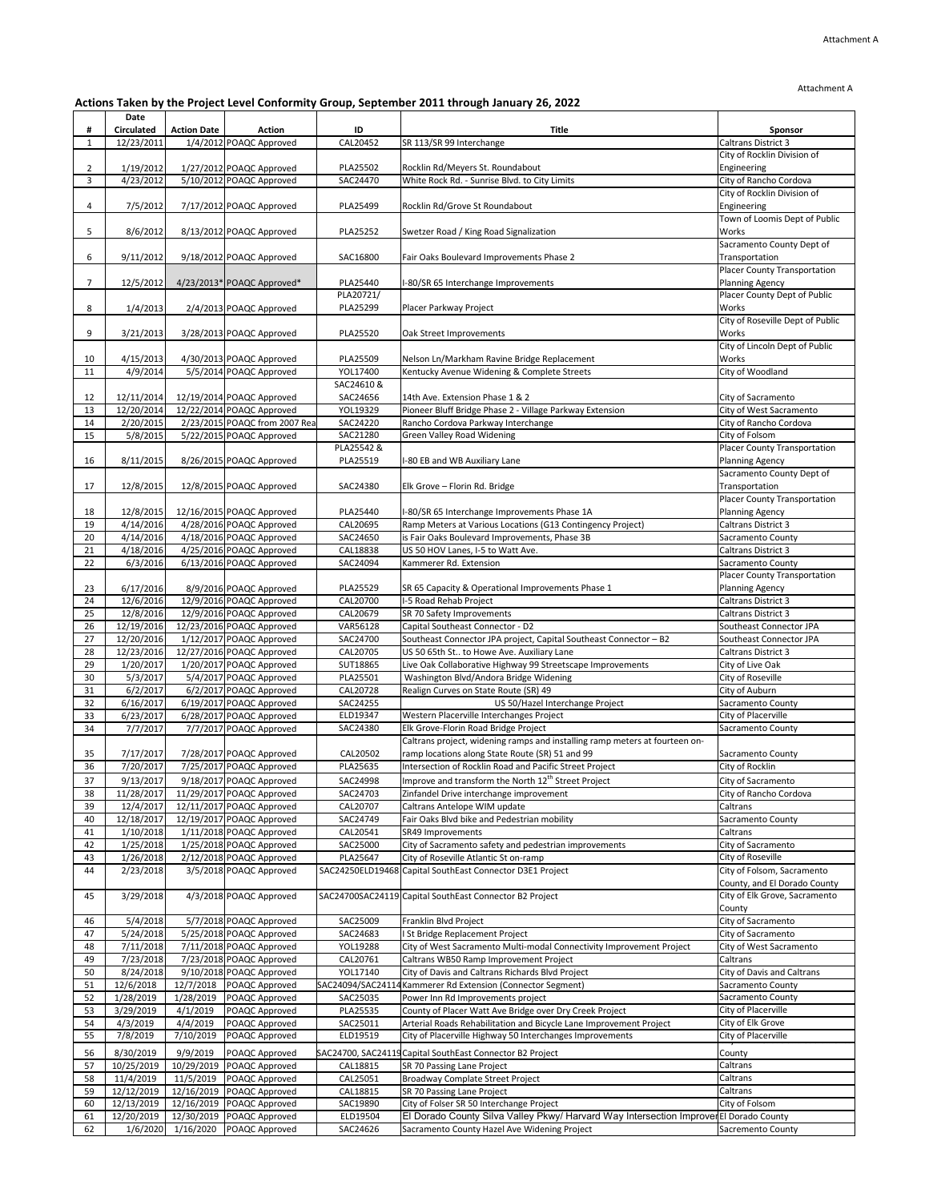Attachment A

Attachment A

## Actions Taken by the Project Level Conformity Group, September 2011 through January 26, 2022

| # | Date Circulated | Action Date | Action | ID | Title | Sponsor |
|---|---|---|---|---|---|---|
| 1 | 12/23/2011 | 1/4/2012 | POAQC Approved | CAL20452 | SR 113/SR 99 Interchange | Caltrans District 3 |
| 2 | 1/19/2012 | 1/27/2012 | POAQC Approved | PLA25502 | Rocklin Rd/Meyers St. Roundabout | City of Rocklin Division of Engineering |
| 3 | 4/23/2012 | 5/10/2012 | POAQC Approved | SAC24470 | White Rock Rd. - Sunrise Blvd. to City Limits | City of Rancho Cordova |
| 4 | 7/5/2012 | 7/17/2012 | POAQC Approved | PLA25499 | Rocklin Rd/Grove St Roundabout | City of Rocklin Division of Engineering |
| 5 | 8/6/2012 | 8/13/2012 | POAQC Approved | PLA25252 | Swetzer Road / King Road Signalization | Town of Loomis Dept of Public Works |
| 6 | 9/11/2012 | 9/18/2012 | POAQC Approved | SAC16800 | Fair Oaks Boulevard Improvements Phase 2 | Sacramento County Dept of Transportation |
| 7 | 12/5/2012 | 4/23/2013* | POAQC Approved* | PLA25440 | I-80/SR 65 Interchange Improvements | Placer County Transportation Planning Agency |
| 8 | 1/4/2013 | 2/4/2013 | POAQC Approved | PLA20721/ PLA25299 | Placer Parkway Project | Placer County Dept of Public Works |
| 9 | 3/21/2013 | 3/28/2013 | POAQC Approved | PLA25520 | Oak Street Improvements | City of Roseville Dept of Public Works |
| 10 | 4/15/2013 | 4/30/2013 | POAQC Approved | PLA25509 | Nelson Ln/Markham Ravine Bridge Replacement | City of Lincoln Dept of Public Works |
| 11 | 4/9/2014 | 5/5/2014 | POAQC Approved | YOL17400 | Kentucky Avenue Widening & Complete Streets | City of Woodland |
| 12 | 12/11/2014 | 12/19/2014 | POAQC Approved | SAC24610 & SAC24656 | 14th Ave. Extension Phase 1 & 2 | City of Sacramento |
| 13 | 12/20/2014 | 12/22/2014 | POAQC Approved | YOL19329 | Pioneer Bluff Bridge Phase 2 - Village Parkway Extension | City of West Sacramento |
| 14 | 2/20/2015 | 2/23/2015 | POAQC from 2007 Rea | SAC24220 | Rancho Cordova Parkway Interchange | City of Rancho Cordova |
| 15 | 5/8/2015 | 5/22/2015 | POAQC Approved | SAC21280 | Green Valley Road Widening | City of Folsom |
| 16 | 8/11/2015 | 8/26/2015 | POAQC Approved | PLA25542 & PLA25519 | I-80 EB and WB Auxiliary Lane | Placer County Transportation Planning Agency |
| 17 | 12/8/2015 | 12/8/2015 | POAQC Approved | SAC24380 | Elk Grove – Florin Rd. Bridge | Sacramento County Dept of Transportation |
| 18 | 12/8/2015 | 12/16/2015 | POAQC Approved | PLA25440 | I-80/SR 65 Interchange Improvements Phase 1A | Placer County Transportation Planning Agency |
| 19 | 4/14/2016 | 4/28/2016 | POAQC Approved | CAL20695 | Ramp Meters at Various Locations (G13 Contingency Project) | Caltrans District 3 |
| 20 | 4/14/2016 | 4/18/2016 | POAQC Approved | SAC24650 | is Fair Oaks Boulevard Improvements, Phase 3B | Sacramento County |
| 21 | 4/18/2016 | 4/25/2016 | POAQC Approved | CAL18838 | US 50 HOV Lanes, I-5 to Watt Ave. | Caltrans District 3 |
| 22 | 6/3/2016 | 6/13/2016 | POAQC Approved | SAC24094 | Kammerer Rd. Extension | Sacramento County |
| 23 | 6/17/2016 | 8/9/2016 | POAQC Approved | PLA25529 | SR 65 Capacity & Operational Improvements Phase 1 | Placer County Transportation Planning Agency |
| 24 | 12/6/2016 | 12/9/2016 | POAQC Approved | CAL20700 | I-5 Road Rehab Project | Caltrans District 3 |
| 25 | 12/8/2016 | 12/9/2016 | POAQC Approved | CAL20679 | SR 70 Safety Improvements | Caltrans District 3 |
| 26 | 12/19/2016 | 12/23/2016 | POAQC Approved | VAR56128 | Capital Southeast Connector - D2 | Southeast Connector JPA |
| 27 | 12/20/2016 | 1/12/2017 | POAQC Approved | SAC24700 | Southeast Connector JPA project, Capital Southeast Connector – B2 | Southeast Connector JPA |
| 28 | 12/23/2016 | 12/27/2016 | POAQC Approved | CAL20705 | US 50 65th St.. to Howe Ave. Auxiliary Lane | Caltrans District 3 |
| 29 | 1/20/2017 | 1/20/2017 | POAQC Approved | SUT18865 | Live Oak Collaborative Highway 99 Streetscape Improvements | City of Live Oak |
| 30 | 5/3/2017 | 5/4/2017 | POAQC Approved | PLA25501 | Washington Blvd/Andora Bridge Widening | City of Roseville |
| 31 | 6/2/2017 | 6/2/2017 | POAQC Approved | CAL20728 | Realign Curves on State Route (SR) 49 | City of Auburn |
| 32 | 6/16/2017 | 6/19/2017 | POAQC Approved | SAC24255 | US 50/Hazel Interchange Project | Sacramento County |
| 33 | 6/23/2017 | 6/28/2017 | POAQC Approved | ELD19347 | Western Placerville Interchanges Project | City of Placerville |
| 34 | 7/7/2017 | 7/7/2017 | POAQC Approved | SAC24380 | Elk Grove-Florin Road Bridge Project | Sacramento County |
| 35 | 7/17/2017 | 7/28/2017 | POAQC Approved | CAL20502 | Caltrans project, widening ramps and installing ramp meters at fourteen on-ramp locations along State Route (SR) 51 and 99 | Sacramento County |
| 36 | 7/20/2017 | 7/25/2017 | POAQC Approved | PLA25635 | Intersection of Rocklin Road and Pacific Street Project | City of Rocklin |
| 37 | 9/13/2017 | 9/18/2017 | POAQC Approved | SAC24998 | Improve and transform the North 12th Street Project | City of Sacramento |
| 38 | 11/28/2017 | 11/29/2017 | POAQC Approved | SAC24703 | Zinfandel Drive interchange improvement | City of Rancho Cordova |
| 39 | 12/4/2017 | 12/11/2017 | POAQC Approved | CAL20707 | Caltrans Antelope WIM update | Caltrans |
| 40 | 12/18/2017 | 12/19/2017 | POAQC Approved | SAC24749 | Fair Oaks Blvd bike and Pedestrian mobility | Sacramento County |
| 41 | 1/10/2018 | 1/11/2018 | POAQC Approved | CAL20541 | SR49 Improvements | Caltrans |
| 42 | 1/25/2018 | 1/25/2018 | POAQC Approved | SAC25000 | City of Sacramento safety and pedestrian improvements | City of Sacramento |
| 43 | 1/26/2018 | 2/12/2018 | POAQC Approved | PLA25647 | City of Roseville Atlantic St on-ramp | City of Roseville |
| 44 | 2/23/2018 | 3/5/2018 | POAQC Approved | SAC24250ELD19468 | Capital SouthEast Connector D3E1 Project | City of Folsom, Sacramento County, and El Dorado County |
| 45 | 3/29/2018 | 4/3/2018 | POAQC Approved | SAC24700SAC24119 | Capital SouthEast Connector B2 Project | City of Elk Grove, Sacramento County |
| 46 | 5/4/2018 | 5/7/2018 | POAQC Approved | SAC25009 | Franklin Blvd Project | City of Sacramento |
| 47 | 5/24/2018 | 5/25/2018 | POAQC Approved | SAC24683 | I St Bridge Replacement Project | City of Sacramento |
| 48 | 7/11/2018 | 7/11/2018 | POAQC Approved | YOL19288 | City of West Sacramento Multi-modal Connectivity Improvement Project | City of West Sacramento |
| 49 | 7/23/2018 | 7/23/2018 | POAQC Approved | CAL20761 | Caltrans WB50 Ramp Improvement Project | Caltrans |
| 50 | 8/24/2018 | 9/10/2018 | POAQC Approved | YOL17140 | City of Davis and Caltrans Richards Blvd Project | City of Davis and Caltrans |
| 51 | 12/6/2018 | 12/7/2018 | POAQC Approved | SAC24094/SAC24114 | Kammerer Rd Extension (Connector Segment) | Sacramento County |
| 52 | 1/28/2019 | 1/28/2019 | POAQC Approved | SAC25035 | Power Inn Rd Improvements project | Sacramento County |
| 53 | 3/29/2019 | 4/1/2019 | POAQC Approved | PLA25535 | County of Placer Watt Ave Bridge over Dry Creek Project | City of Placerville |
| 54 | 4/3/2019 | 4/4/2019 | POAQC Approved | SAC25011 | Arterial Roads Rehabilitation and Bicycle Lane Improvement Project | City of Elk Grove |
| 55 | 7/8/2019 | 7/10/2019 | POAQC Approved | ELD19519 | City of Placerville Highway 50 Interchanges Improvements | City of Placerville |
| 56 | 8/30/2019 | 9/9/2019 | POAQC Approved | SAC24700, SAC24119 | Capital SouthEast Connector B2 Project | County |
| 57 | 10/25/2019 | 10/29/2019 | POAQC Approved | CAL18815 | SR 70 Passing Lane Project | Caltrans |
| 58 | 11/4/2019 | 11/5/2019 | POAQC Approved | CAL25051 | Broadway Complate Street Project | Caltrans |
| 59 | 12/12/2019 | 12/16/2019 | POAQC Approved | CAL18815 | SR 70 Passing Lane Project | Caltrans |
| 60 | 12/13/2019 | 12/16/2019 | POAQC Approved | SAC19890 | City of Folser SR 50 Interchange Project | City of Folsom |
| 61 | 12/20/2019 | 12/30/2019 | POAQC Approved | ELD19504 | El Dorado County Silva Valley Pkwy/ Harvard Way Intersection Improver | El Dorado County |
| 62 | 1/6/2020 | 1/16/2020 | POAQC Approved | SAC24626 | Sacramento County Hazel Ave Widening Project | Sacremento County |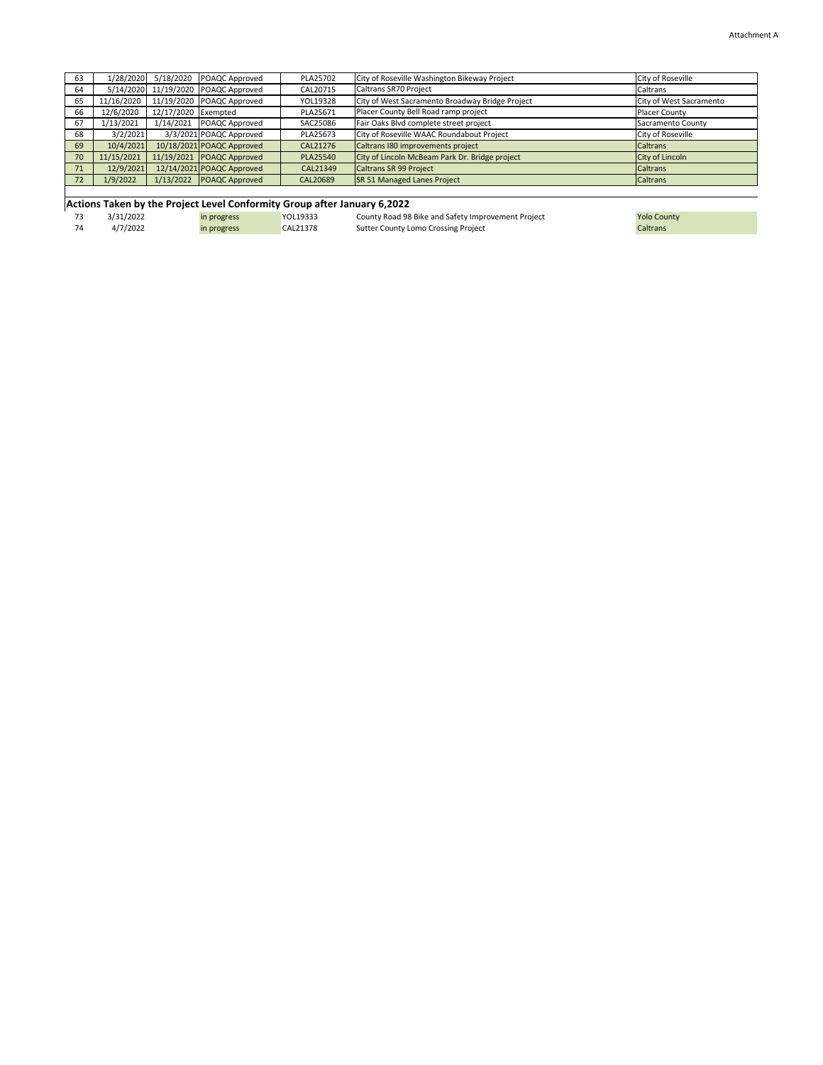| | | | | | | |
|---|---|---|---|---|---|---|
| 63 | 1/28/2020 | 5/18/2020 | POAQC Approved | PLA25702 | City of Roseville Washington Bikeway Project | City of Roseville |
| 64 | 5/14/2020 | 11/19/2020 | POAQC Approved | CAL20715 | Caltrans SR70 Project | Caltrans |
| 65 | 11/16/2020 | 11/19/2020 | POAQC Approved | YOL19328 | City of West Sacramento Broadway Bridge Project | City of West Sacramento |
| 66 | 12/6/2020 | 12/17/2020 | Exempted | PLA25671 | Placer County Bell Road ramp project | Placer County |
| 67 | 1/13/2021 | 1/14/2021 | POAQC Approved | SAC25086 | Fair Oaks Blvd complete street project | Sacramento County |
| 68 | 3/2/2021 | 3/3/2021 | POAQC Approved | PLA25673 | City of Roseville WAAC Roundabout Project | City of Roseville |
| 69 | 10/4/2021 | 10/18/2021 | POAQC Approved | CAL21276 | Caltrans I80 improvements project | Caltrans |
| 70 | 11/15/2021 | 11/19/2021 | POAQC Approved | PLA25540 | City of Lincoln McBeam Park Dr. Bridge project | City of Lincoln |
| 71 | 12/9/2021 | 12/14/2021 | POAQC Approved | CAL21349 | Caltrans SR 99 Project | Caltrans |
| 72 | 1/9/2022 | 1/13/2022 | POAQC Approved | CAL20689 | SR 51 Managed Lanes Project | Caltrans |

**Actions Taken by the Project Level Conformity Group after January 6,2022**

| | | | | | | |
|---|---|---|---|---|---|---|
| 73 | 3/31/2022 | | in progress | YOL19333 | County Road 98 Bike and Safety Improvement Project | Yolo County |
| 74 | 4/7/2022 | | in progress | CAL21378 | Sutter County Lomo Crossing Project | Caltrans |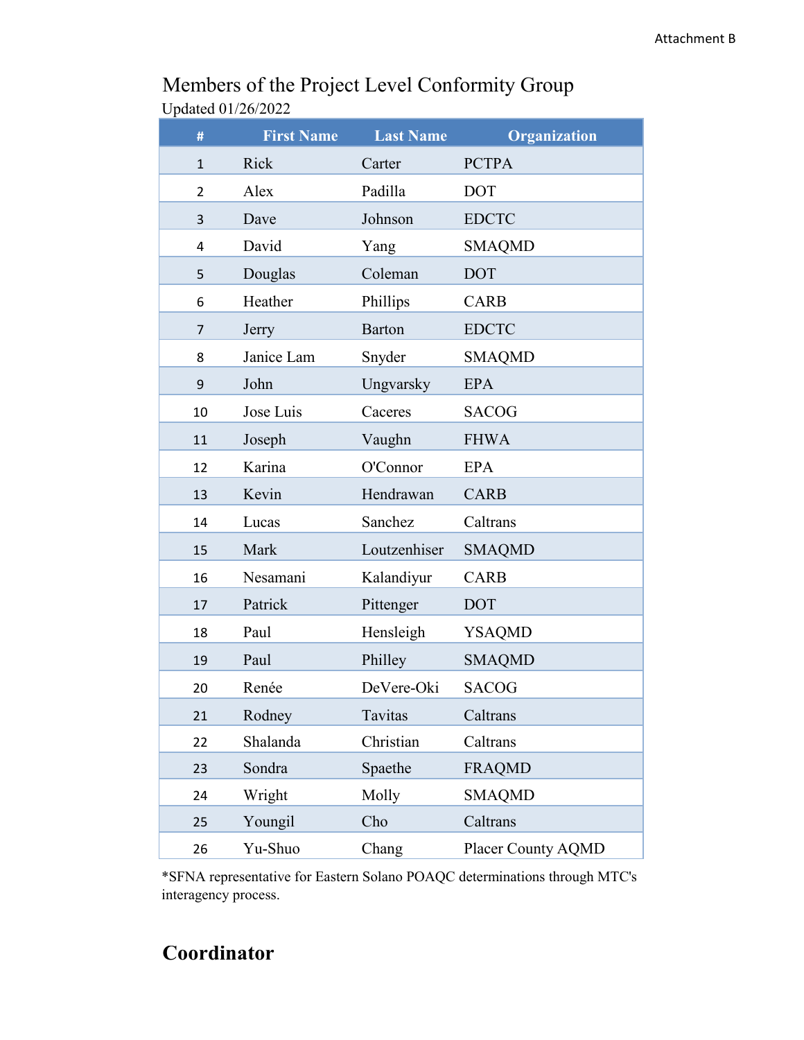# Members of the Project Level Conformity Group

Updated 01/26/2022

| # | First Name | Last Name | Organization |
|---|---|---|---|
| 1 | Rick | Carter | PCTPA |
| 2 | Alex | Padilla | DOT |
| 3 | Dave | Johnson | EDCTC |
| 4 | David | Yang | SMAQMD |
| 5 | Douglas | Coleman | DOT |
| 6 | Heather | Phillips | CARB |
| 7 | Jerry | Barton | EDCTC |
| 8 | Janice Lam | Snyder | SMAQMD |
| 9 | John | Ungvarsky | EPA |
| 10 | Jose Luis | Caceres | SACOG |
| 11 | Joseph | Vaughn | FHWA |
| 12 | Karina | O'Connor | EPA |
| 13 | Kevin | Hendrawan | CARB |
| 14 | Lucas | Sanchez | Caltrans |
| 15 | Mark | Loutzenhiser | SMAQMD |
| 16 | Nesamani | Kalandiyur | CARB |
| 17 | Patrick | Pittenger | DOT |
| 18 | Paul | Hensleigh | YSAQMD |
| 19 | Paul | Philley | SMAQMD |
| 20 | Renée | DeVere-Oki | SACOG |
| 21 | Rodney | Tavitas | Caltrans |
| 22 | Shalanda | Christian | Caltrans |
| 23 | Sondra | Spaethe | FRAQMD |
| 24 | Wright | Molly | SMAQMD |
| 25 | Youngil | Cho | Caltrans |
| 26 | Yu-Shuo | Chang | Placer County AQMD |

*SFNA representative for Eastern Solano POAQC determinations through MTC's interagency process.

## Coordinator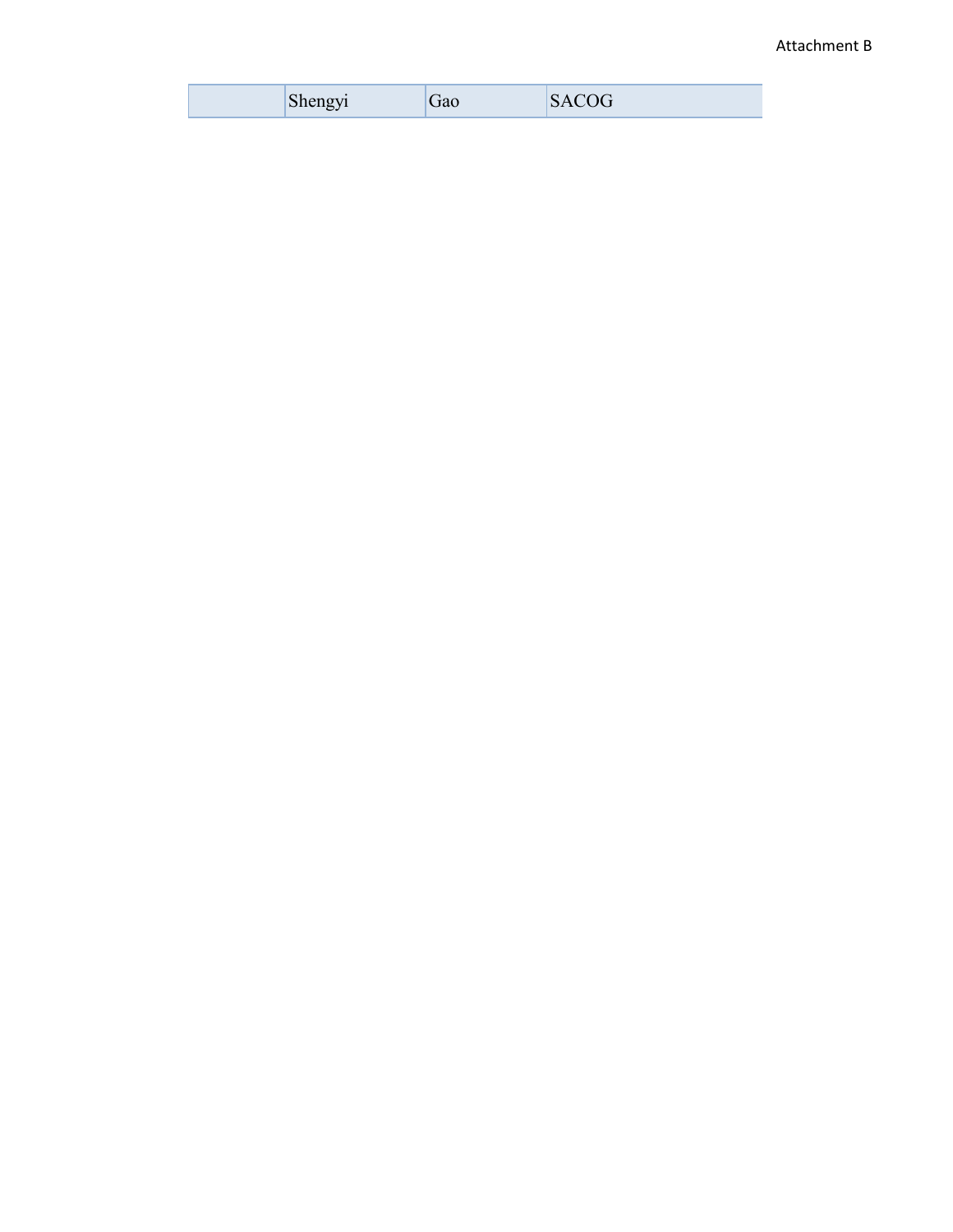| | | | |
|---|---|---|---|
| | Shengyi | Gao | SACOG |